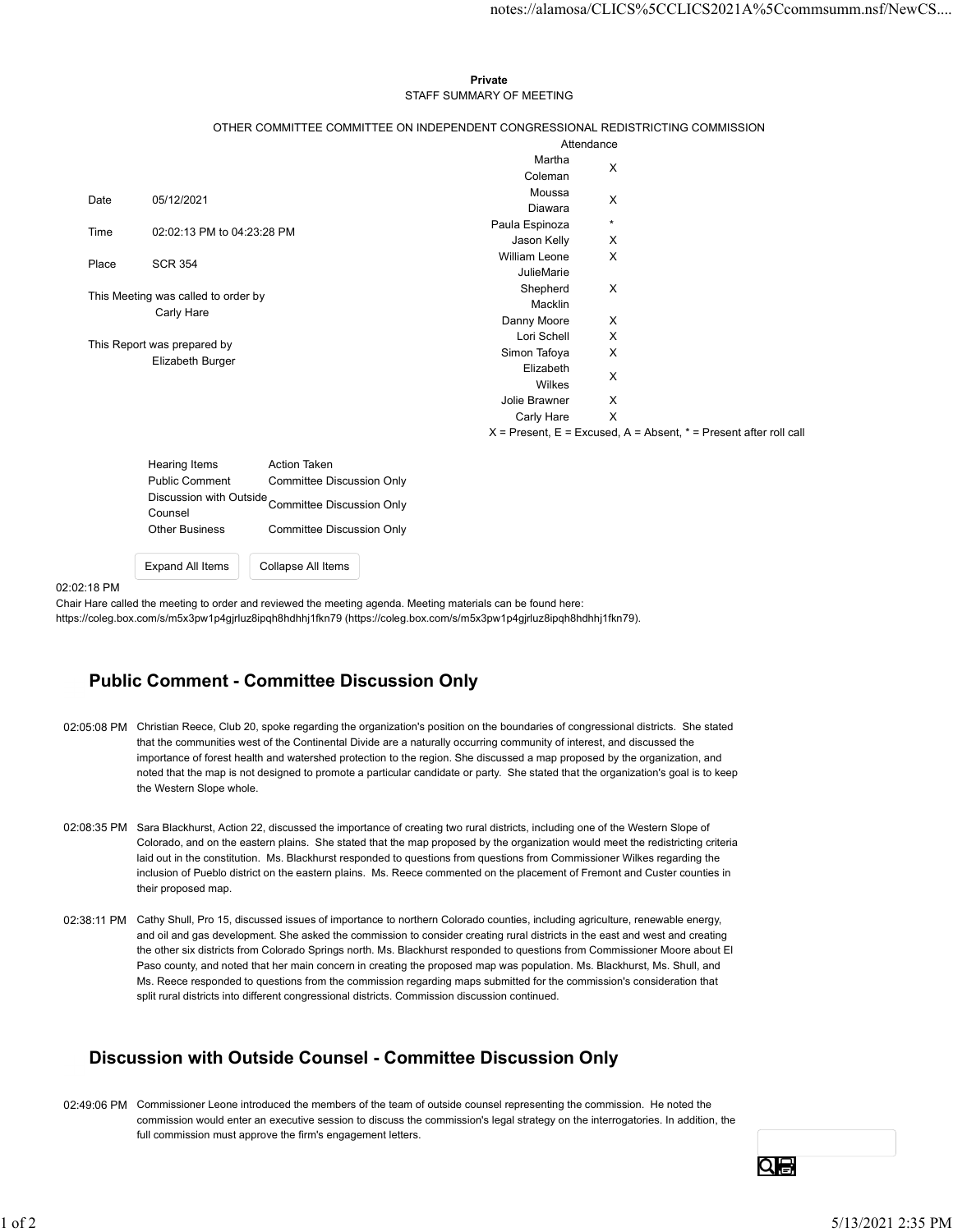**Private**

STAFF SUMMARY OF MEETING

OTHER COMMITTEE COMMITTEE ON INDEPENDENT CONGRESSIONAL REDISTRICTING COMMISSION

| | |
|---|---|
| Date | 05/12/2021 |
| Time | 02:02:13 PM to 04:23:28 PM |
| Place | SCR 354 |

This Meeting was called to order by
Carly Hare

This Report was prepared by
Elizabeth Burger

| Attendance | |
|---|---|
| Martha Coleman | X |
| Moussa Diawara | X |
| Paula Espinoza | * |
| Jason Kelly | X |
| William Leone | X |
| JulieMarie Shepherd Macklin | X |
| Danny Moore | X |
| Lori Schell | X |
| Simon Tafoya | X |
| Elizabeth Wilkes | X |
| Jolie Brawner | X |
| Carly Hare | X |

X = Present, E = Excused, A = Absent, * = Present after roll call

| Hearing Items | Action Taken |
|---|---|
| Public Comment | Committee Discussion Only |
| Discussion with Outside Counsel | Committee Discussion Only |
| Other Business | Committee Discussion Only |

02:02:18 PM
Chair Hare called the meeting to order and reviewed the meeting agenda. Meeting materials can be found here: https://coleg.box.com/s/m5x3pw1p4gjrluz8ipqh8hdhhj1fkn79 (https://coleg.box.com/s/m5x3pw1p4gjrluz8ipqh8hdhhj1fkn79).

## Public Comment - Committee Discussion Only

02:05:08 PM Christian Reece, Club 20, spoke regarding the organization's position on the boundaries of congressional districts. She stated that the communities west of the Continental Divide are a naturally occurring community of interest, and discussed the importance of forest health and watershed protection to the region. She discussed a map proposed by the organization, and noted that the map is not designed to promote a particular candidate or party. She stated that the organization's goal is to keep the Western Slope whole.

02:08:35 PM Sara Blackhurst, Action 22, discussed the importance of creating two rural districts, including one of the Western Slope of Colorado, and on the eastern plains. She stated that the map proposed by the organization would meet the redistricting criteria laid out in the constitution. Ms. Blackhurst responded to questions from questions from Commissioner Wilkes regarding the inclusion of Pueblo district on the eastern plains. Ms. Reece commented on the placement of Fremont and Custer counties in their proposed map.

02:38:11 PM Cathy Shull, Pro 15, discussed issues of importance to northern Colorado counties, including agriculture, renewable energy, and oil and gas development. She asked the commission to consider creating rural districts in the east and west and creating the other six districts from Colorado Springs north. Ms. Blackhurst responded to questions from Commissioner Moore about El Paso county, and noted that her main concern in creating the proposed map was population. Ms. Blackhurst, Ms. Shull, and Ms. Reece responded to questions from the commission regarding maps submitted for the commission's consideration that split rural districts into different congressional districts. Commission discussion continued.

## Discussion with Outside Counsel - Committee Discussion Only

02:49:06 PM Commissioner Leone introduced the members of the team of outside counsel representing the commission. He noted the commission would enter an executive session to discuss the commission's legal strategy on the interrogatories. In addition, the full commission must approve the firm's engagement letters.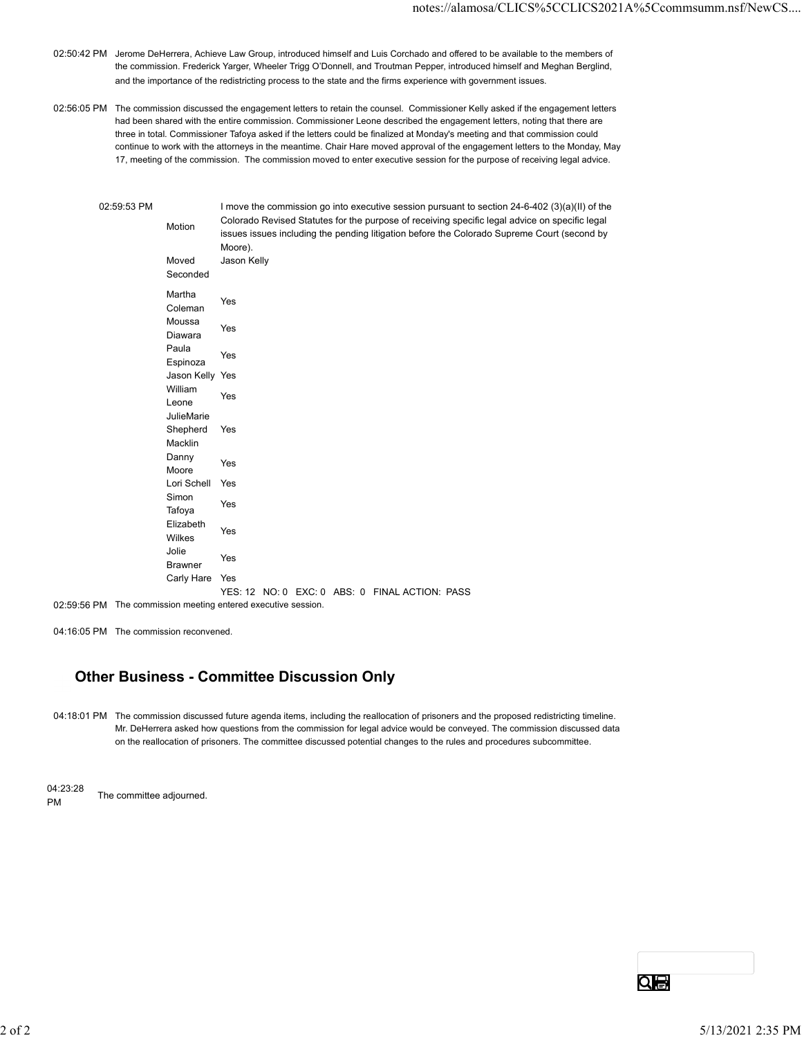02:50:42 PM Jerome DeHerrera, Achieve Law Group, introduced himself and Luis Corchado and offered to be available to the members of the commission. Frederick Yarger, Wheeler Trigg O'Donnell, and Troutman Pepper, introduced himself and Meghan Berglind, and the importance of the redistricting process to the state and the firms experience with government issues.

02:56:05 PM The commission discussed the engagement letters to retain the counsel. Commissioner Kelly asked if the engagement letters had been shared with the entire commission. Commissioner Leone described the engagement letters, noting that there are three in total. Commissioner Tafoya asked if the letters could be finalized at Monday's meeting and that commission could continue to work with the attorneys in the meantime. Chair Hare moved approval of the engagement letters to the Monday, May 17, meeting of the commission. The commission moved to enter executive session for the purpose of receiving legal advice.

02:59:53 PM

| | |
|---|---|
| Motion | I move the commission go into executive session pursuant to section 24-6-402 (3)(a)(II) of the Colorado Revised Statutes for the purpose of receiving specific legal advice on specific legal issues issues including the pending litigation before the Colorado Supreme Court (second by Moore). |
| Moved | Jason Kelly |
| Seconded | |
| Martha Coleman | Yes |
| Moussa Diawara | Yes |
| Paula Espinoza | Yes |
| Jason Kelly | Yes |
| William Leone | Yes |
| JulieMarie Shepherd Macklin | Yes |
| Danny Moore | Yes |
| Lori Schell | Yes |
| Simon Tafoya | Yes |
| Elizabeth Wilkes | Yes |
| Jolie Brawner | Yes |
| Carly Hare | Yes |
| | YES: 12 NO: 0 EXC: 0 ABS: 0 FINAL ACTION: PASS |

02:59:56 PM The commission meeting entered executive session.

04:16:05 PM The commission reconvened.

## Other Business - Committee Discussion Only

04:18:01 PM The commission discussed future agenda items, including the reallocation of prisoners and the proposed redistricting timeline. Mr. DeHerrera asked how questions from the commission for legal advice would be conveyed. The commission discussed data on the reallocation of prisoners. The committee discussed potential changes to the rules and procedures subcommittee.

04:23:28 PM The committee adjourned.